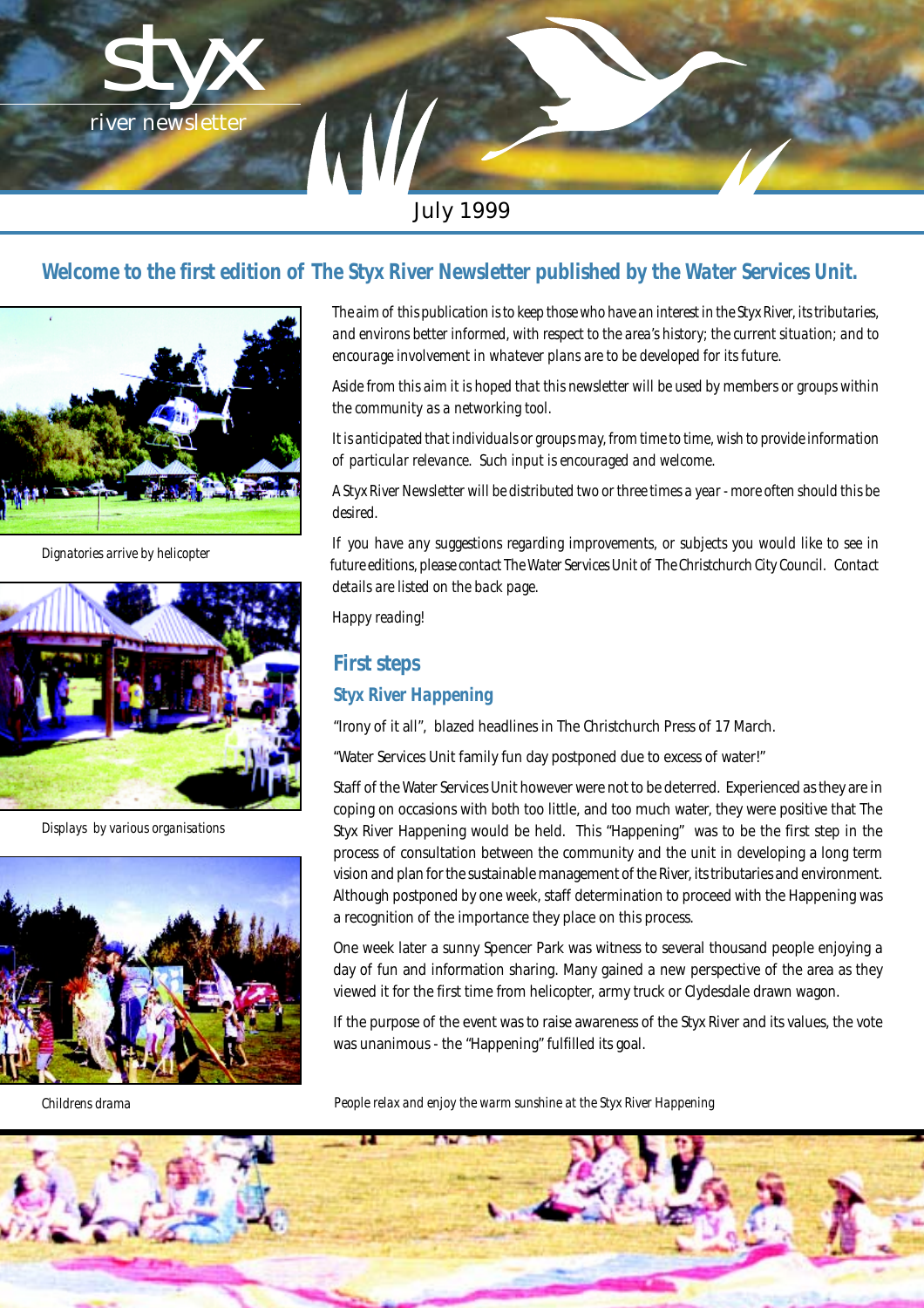# styx river newsletter

July 1999

## Welcome to the first edition of The Styx River Newsletter published by the Water Services Unit.

*The aim of this publication is to keep those who have an interest in the Styx River, its tributaries, and environs better informed, with respect to the area's history; the current situation; and to encourage involvement in whatever plans are to be developed for its future.*

*Aside from this aim it is hoped that this newsletter will be used by members or groups within the community as a networking tool.*

*It is anticipated that individuals or groups may, from time to time, wish to provide information of particular relevance. Such input is encouraged and welcome.*

*A Styx River Newsletter will be distributed two or three times a year - more often should this be desired.*

*If you have any suggestions regarding improvements, or subjects you would like to see in future editions, please contact The Water Services Unit of The Christchurch City Council. Contact details are listed on the back page.*

*Happy reading!*

Dignatories arrive by helicopter

Displays by various organisations

Childrens drama

## First steps

### Styx River Happening

"Irony of it all", blazed headlines in The Christchurch Press of 17 March.

"Water Services Unit family fun day postponed due to excess of water!"

Staff of the Water Services Unit however were not to be deterred. Experienced as they are in coping on occasions with both too little, and too much water, they were positive that The Styx River Happening would be held. This "Happening" was to be the first step in the process of consultation between the community and the unit in developing a long term vision and plan for the sustainable management of the River, its tributaries and environment. Although postponed by one week, staff determination to proceed with the Happening was a recognition of the importance they place on this process.

One week later a sunny Spencer Park was witness to several thousand people enjoying a day of fun and information sharing. Many gained a new perspective of the area as they viewed it for the first time from helicopter, army truck or Clydesdale drawn wagon.

If the purpose of the event was to raise awareness of the Styx River and its values, the vote was unanimous - the "Happening" fulfilled its goal.

*People relax and enjoy the warm sunshine at the Styx River Happening*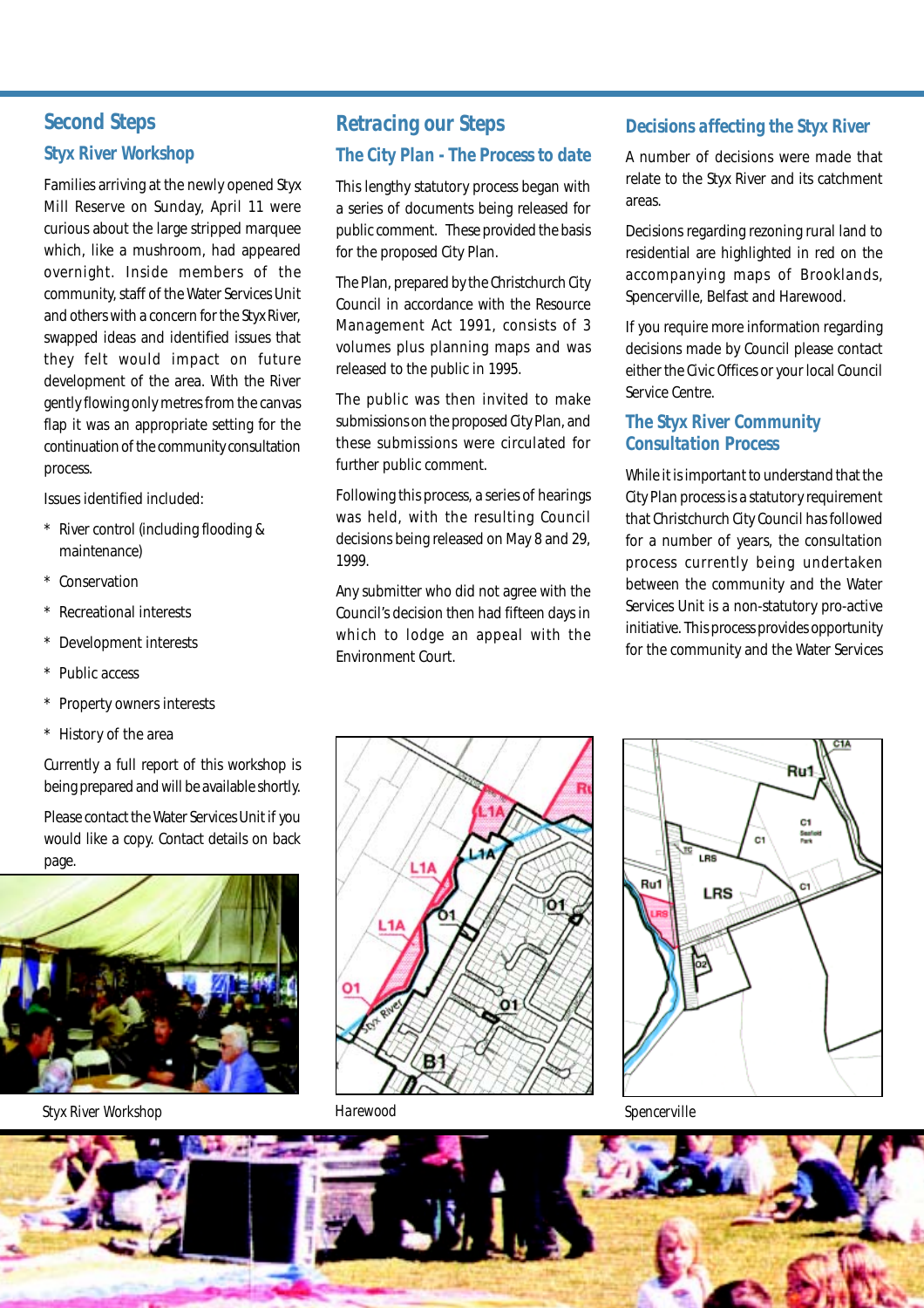## Second Steps

### Styx River Workshop

Families arriving at the newly opened Styx Mill Reserve on Sunday, April 11 were curious about the large stripped marquee which, like a mushroom, had appeared overnight. Inside members of the community, staff of the Water Services Unit and others with a concern for the Styx River, swapped ideas and identified issues that they felt would impact on future development of the area. With the River gently flowing only metres from the canvas flap it was an appropriate setting for the continuation of the community consultation process.

Issues identified included:

* River control (including flooding & maintenance)
* Conservation
* Recreational interests
* Development interests
* Public access
* Property owners interests
* History of the area

Currently a full report of this workshop is being prepared and will be available shortly.

Please contact the Water Services Unit if you would like a copy. Contact details on back page.

Styx River Workshop

## Retracing our Steps

### The City Plan - The Process to date

This lengthy statutory process began with a series of documents being released for public comment. These provided the basis for the proposed City Plan.

The Plan, prepared by the Christchurch City Council in accordance with the Resource Management Act 1991, consists of 3 volumes plus planning maps and was released to the public in 1995.

The public was then invited to make submissions on the proposed City Plan, and these submissions were circulated for further public comment.

Following this process, a series of hearings was held, with the resulting Council decisions being released on May 8 and 29, 1999.

Any submitter who did not agree with the Council's decision then had fifteen days in which to lodge an appeal with the Environment Court.

Harewood

### Decisions affecting the Styx River

A number of decisions were made that relate to the Styx River and its catchment areas.

Decisions regarding rezoning rural land to residential are highlighted in red on the accompanying maps of Brooklands, Spencerville, Belfast and Harewood.

If you require more information regarding decisions made by Council please contact either the Civic Offices or your local Council Service Centre.

### The Styx River Community Consultation Process

While it is important to understand that the City Plan process is a statutory requirement that Christchurch City Council has followed for a number of years, the consultation process currently being undertaken between the community and the Water Services Unit is a non-statutory pro-active initiative. This process provides opportunity for the community and the Water Services

Spencerville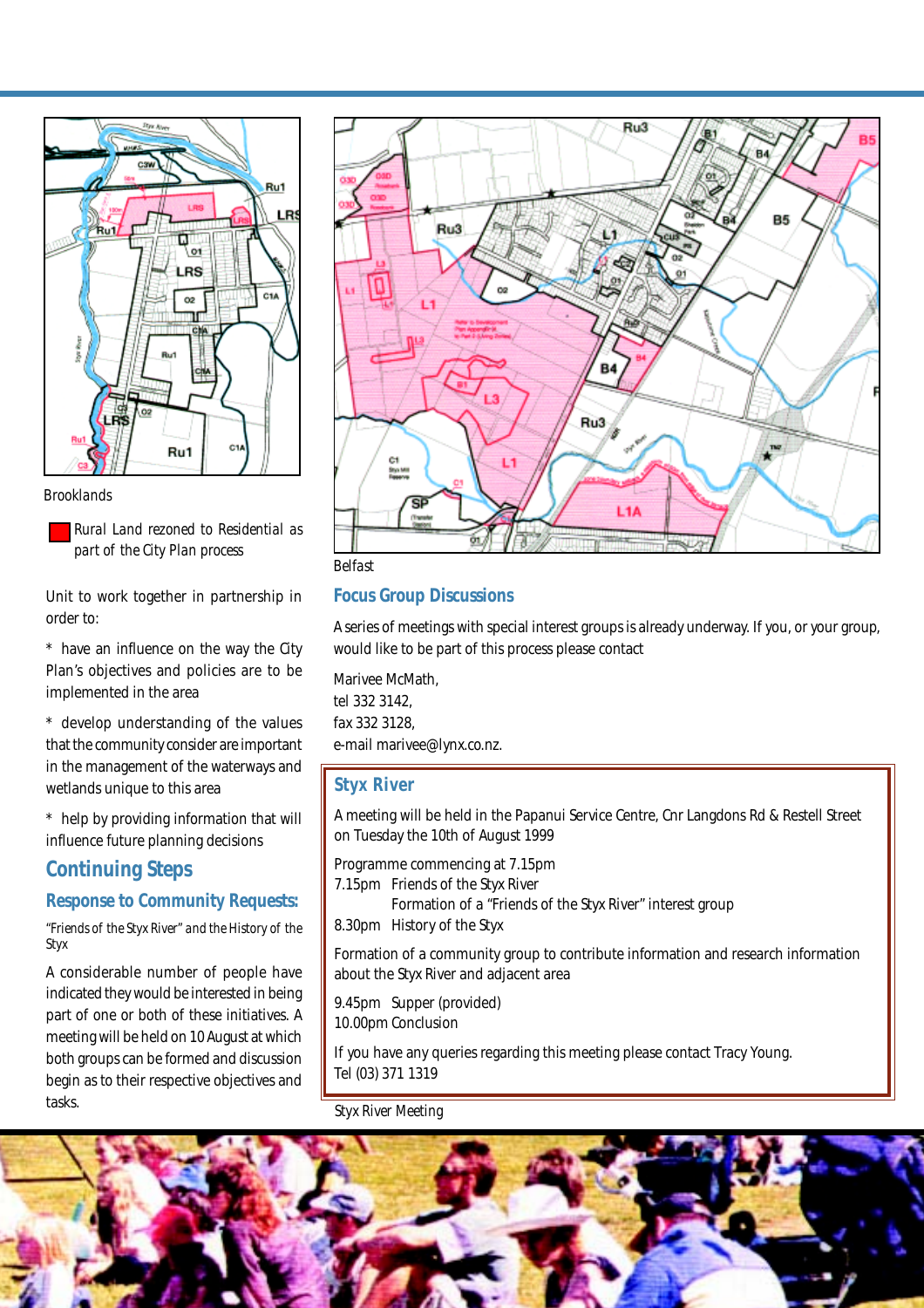Brooklands

Rural Land rezoned to Residential as part of the City Plan process

Unit to work together in partnership in order to:

* have an influence on the way the City Plan's objectives and policies are to be implemented in the area

* develop understanding of the values that the community consider are important in the management of the waterways and wetlands unique to this area

* help by providing information that will influence future planning decisions

## Continuing Steps

### Response to Community Requests:

*"Friends of the Styx River" and the History of the Styx*

A considerable number of people have indicated they would be interested in being part of one or both of these initiatives. A meeting will be held on 10 August at which both groups can be formed and discussion begin as to their respective objectives and tasks.

Belfast

### Focus Group Discussions

A series of meetings with special interest groups is already underway. If you, or your group, would like to be part of this process please contact

Marivee McMath,
tel 332 3142,
fax 332 3128,
e-mail marivee@lynx.co.nz.

### Styx River

A meeting will be held in the Papanui Service Centre, Cnr Langdons Rd & Restell Street on Tuesday the 10th of August 1999

Programme commencing at 7.15pm

7.15pm Friends of the Styx River
Formation of a "Friends of the Styx River" interest group

8.30pm History of the Styx

Formation of a community group to contribute information and research information about the Styx River and adjacent area

9.45pm Supper (provided)
10.00pm Conclusion

If you have any queries regarding this meeting please contact Tracy Young.
Tel (03) 371 1319

Styx River Meeting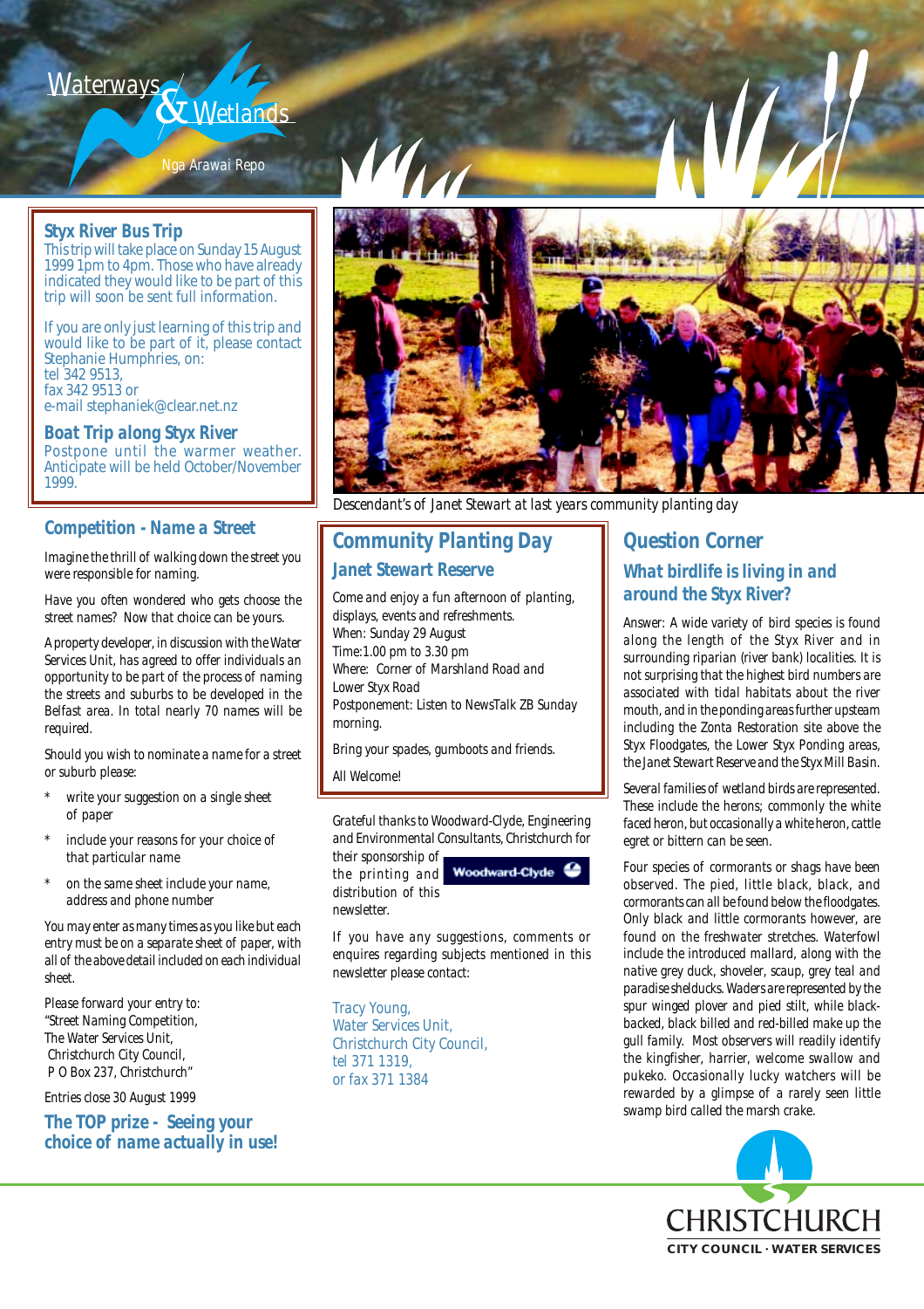Waterways & Wetlands

Nga Arawai Repo

## Styx River Bus Trip

This trip will take place on Sunday 15 August 1999 1pm to 4pm. Those who have already indicated they would like to be part of this trip will soon be sent full information.

If you are only just learning of this trip and would like to be part of it, please contact Stephanie Humphries, on:
tel 342 9513,
fax 342 9513 or
e-mail stephaniek@clear.net.nz

## Boat Trip along Styx River

Postpone until the warmer weather. Anticipate will be held October/November 1999.

Descendant's of Janet Stewart at last years community planting day

## Competition - Name a Street

Imagine the thrill of walking down the street you were responsible for naming.

Have you often wondered who gets choose the street names? Now that choice can be yours.

A property developer, in discussion with the Water Services Unit, has agreed to offer individuals an opportunity to be part of the process of naming the streets and suburbs to be developed in the Belfast area. In total nearly 70 names will be required.

Should you wish to nominate a name for a street or suburb please:

* write your suggestion on a single sheet of paper
* include your reasons for your choice of that particular name
* on the same sheet include your name, address and phone number

You may enter as many times as you like but each entry must be on a separate sheet of paper, with all of the above detail included on each individual sheet.

Please forward your entry to:
"Street Naming Competition,
The Water Services Unit,
Christchurch City Council,
P O Box 237, Christchurch"

Entries close 30 August 1999

**The TOP prize - Seeing your choice of name actually in use!**

## Community Planting Day

### Janet Stewart Reserve

Come and enjoy a fun afternoon of planting, displays, events and refreshments.
When: Sunday 29 August
Time: 1.00 pm to 3.30 pm
Where: Corner of Marshland Road and Lower Styx Road
Postponement: Listen to NewsTalk ZB Sunday morning.

Bring your spades, gumboots and friends.

All Welcome!

Grateful thanks to Woodward-Clyde, Engineering and Environmental Consultants, Christchurch for their sponsorship of the printing and distribution of this newsletter.

Woodward-Clyde

If you have any suggestions, comments or enquires regarding subjects mentioned in this newsletter please contact:

Tracy Young,
Water Services Unit,
Christchurch City Council,
tel 371 1319,
or fax 371 1384

## Question Corner

### What birdlife is living in and around the Styx River?

Answer: A wide variety of bird species is found along the length of the Styx River and in surrounding riparian (river bank) localities. It is not surprising that the highest bird numbers are associated with tidal habitats about the river mouth, and in the ponding areas further upstream including the Zonta Restoration site above the Styx Floodgates, the Lower Styx Ponding areas, the Janet Stewart Reserve and the Styx Mill Basin.

Several families of wetland birds are represented. These include the herons; commonly the white faced heron, but occasionally a white heron, cattle egret or bittern can be seen.

Four species of cormorants or shags have been observed. The pied, little black, black, and cormorants can all be found below the floodgates. Only black and little cormorants however, are found on the freshwater stretches. Waterfowl include the introduced mallard, along with the native grey duck, shoveler, scaup, grey teal and paradise shelducks. Waders are represented by the spur winged plover and pied stilt, while black-backed, black billed and red-billed make up the gull family. Most observers will readily identify the kingfisher, harrier, welcome swallow and pukeko. Occasionally lucky watchers will be rewarded by a glimpse of a rarely seen little swamp bird called the marsh crake.

CHRISTCHURCH
CITY COUNCIL · WATER SERVICES